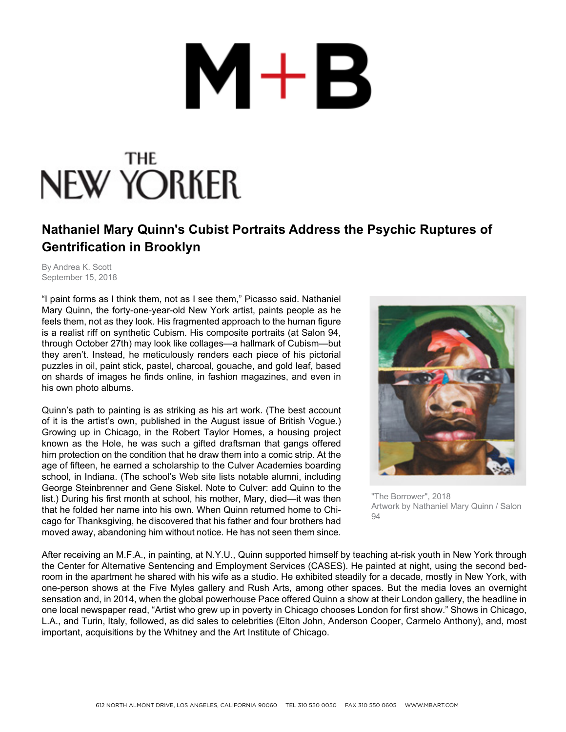# Nathaniel Mary Quinn's Cubist Portraits Address the Psychic Ruptures of Gentrification in Brooklyn

By Andrea K. Scott
September 15, 2018

"I paint forms as I think them, not as I see them," Picasso said. Nathaniel Mary Quinn, the forty-one-year-old New York artist, paints people as he feels them, not as they look. His fragmented approach to the human figure is a realist riff on synthetic Cubism. His composite portraits (at Salon 94, through October 27th) may look like collages—a hallmark of Cubism—but they aren't. Instead, he meticulously renders each piece of his pictorial puzzles in oil, paint stick, pastel, charcoal, gouache, and gold leaf, based on shards of images he finds online, in fashion magazines, and even in his own photo albums.

"The Borrower", 2018
Artwork by Nathaniel Mary Quinn / Salon 94

Quinn's path to painting is as striking as his art work. (The best account of it is the artist's own, published in the August issue of British Vogue.) Growing up in Chicago, in the Robert Taylor Homes, a housing project known as the Hole, he was such a gifted draftsman that gangs offered him protection on the condition that he draw them into a comic strip. At the age of fifteen, he earned a scholarship to the Culver Academies boarding school, in Indiana. (The school's Web site lists notable alumni, including George Steinbrenner and Gene Siskel. Note to Culver: add Quinn to the list.) During his first month at school, his mother, Mary, died—it was then that he folded her name into his own. When Quinn returned home to Chicago for Thanksgiving, he discovered that his father and four brothers had moved away, abandoning him without notice. He has not seen them since.

After receiving an M.F.A., in painting, at N.Y.U., Quinn supported himself by teaching at-risk youth in New York through the Center for Alternative Sentencing and Employment Services (CASES). He painted at night, using the second bedroom in the apartment he shared with his wife as a studio. He exhibited steadily for a decade, mostly in New York, with one-person shows at the Five Myles gallery and Rush Arts, among other spaces. But the media loves an overnight sensation and, in 2014, when the global powerhouse Pace offered Quinn a show at their London gallery, the headline in one local newspaper read, "Artist who grew up in poverty in Chicago chooses London for first show." Shows in Chicago, L.A., and Turin, Italy, followed, as did sales to celebrities (Elton John, Anderson Cooper, Carmelo Anthony), and, most important, acquisitions by the Whitney and the Art Institute of Chicago.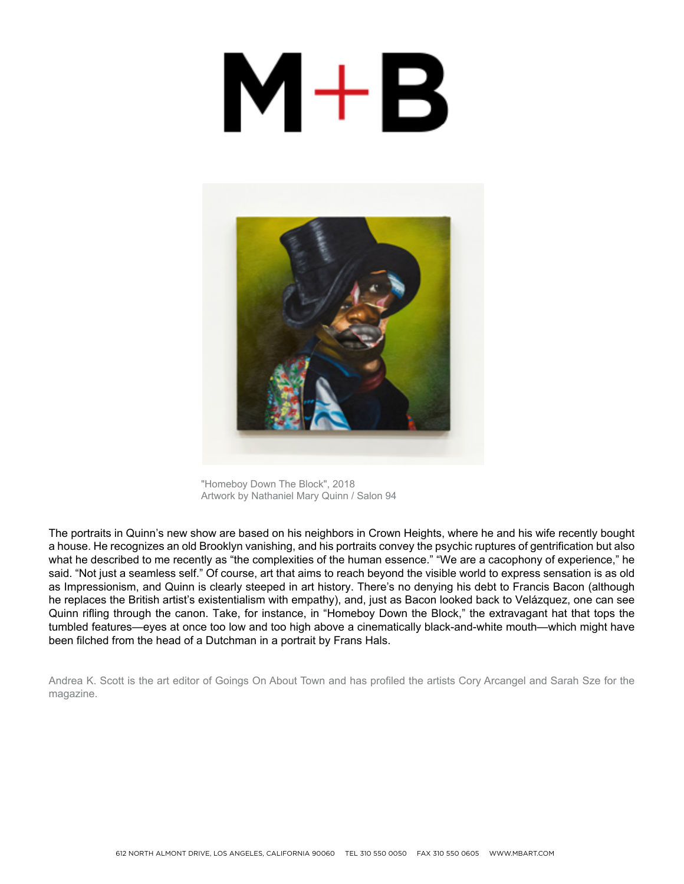"Homeboy Down The Block", 2018
Artwork by Nathaniel Mary Quinn / Salon 94

The portraits in Quinn's new show are based on his neighbors in Crown Heights, where he and his wife recently bought a house. He recognizes an old Brooklyn vanishing, and his portraits convey the psychic ruptures of gentrification but also what he described to me recently as "the complexities of the human essence." "We are a cacophony of experience," he said. "Not just a seamless self." Of course, art that aims to reach beyond the visible world to express sensation is as old as Impressionism, and Quinn is clearly steeped in art history. There's no denying his debt to Francis Bacon (although he replaces the British artist's existentialism with empathy), and, just as Bacon looked back to Velázquez, one can see Quinn rifling through the canon. Take, for instance, in "Homeboy Down the Block," the extravagant hat that tops the tumbled features—eyes at once too low and too high above a cinematically black-and-white mouth—which might have been filched from the head of a Dutchman in a portrait by Frans Hals.

Andrea K. Scott is the art editor of Goings On About Town and has profiled the artists Cory Arcangel and Sarah Sze for the magazine.